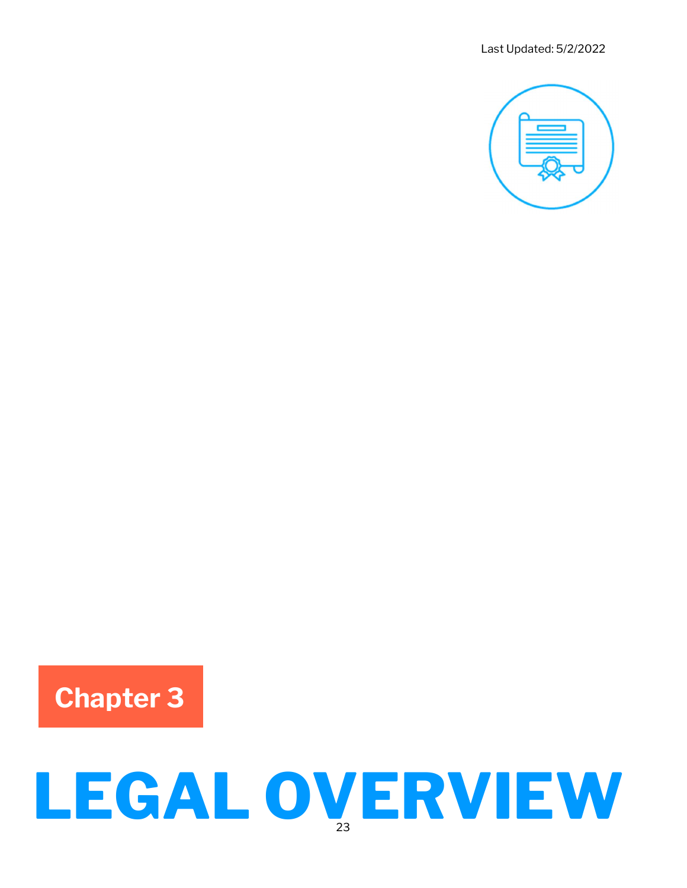Last Updated: 5/2/2022

**Chapter 3**

# LEGAL OVERVIEW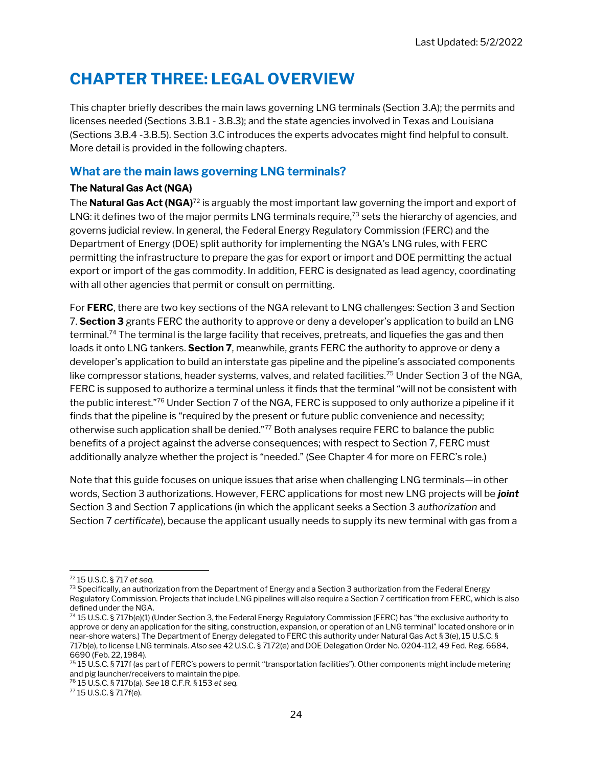# CHAPTER THREE: LEGAL OVERVIEW

This chapter briefly describes the main laws governing LNG terminals (Section 3.A); the permits and licenses needed (Sections 3.B.1 - 3.B.3); and the state agencies involved in Texas and Louisiana (Sections 3.B.4 -3.B.5). Section 3.C introduces the experts advocates might find helpful to consult. More detail is provided in the following chapters.

## What are the main laws governing LNG terminals?

### The Natural Gas Act (NGA)

The **Natural Gas Act (NGA)**[72] is arguably the most important law governing the import and export of LNG: it defines two of the major permits LNG terminals require,[73] sets the hierarchy of agencies, and governs judicial review. In general, the Federal Energy Regulatory Commission (FERC) and the Department of Energy (DOE) split authority for implementing the NGA's LNG rules, with FERC permitting the infrastructure to prepare the gas for export or import and DOE permitting the actual export or import of the gas commodity. In addition, FERC is designated as lead agency, coordinating with all other agencies that permit or consult on permitting.

For **FERC**, there are two key sections of the NGA relevant to LNG challenges: Section 3 and Section 7. **Section 3** grants FERC the authority to approve or deny a developer's application to build an LNG terminal.[74] The terminal is the large facility that receives, pretreats, and liquefies the gas and then loads it onto LNG tankers. **Section 7**, meanwhile, grants FERC the authority to approve or deny a developer's application to build an interstate gas pipeline and the pipeline's associated components like compressor stations, header systems, valves, and related facilities.[75] Under Section 3 of the NGA, FERC is supposed to authorize a terminal unless it finds that the terminal "will not be consistent with the public interest."[76] Under Section 7 of the NGA, FERC is supposed to only authorize a pipeline if it finds that the pipeline is "required by the present or future public convenience and necessity; otherwise such application shall be denied."[77] Both analyses require FERC to balance the public benefits of a project against the adverse consequences; with respect to Section 7, FERC must additionally analyze whether the project is "needed." (See Chapter 4 for more on FERC's role.)

Note that this guide focuses on unique issues that arise when challenging LNG terminals—in other words, Section 3 authorizations. However, FERC applications for most new LNG projects will be ***joint*** Section 3 and Section 7 applications (in which the applicant seeks a Section 3 *authorization* and Section 7 *certificate*), because the applicant usually needs to supply its new terminal with gas from a

---

[72] 15 U.S.C. § 717 *et seq.*

[73] Specifically, an authorization from the Department of Energy and a Section 3 authorization from the Federal Energy Regulatory Commission. Projects that include LNG pipelines will also require a Section 7 certification from FERC, which is also defined under the NGA.

[74] 15 U.S.C. § 717b(e)(1) (Under Section 3, the Federal Energy Regulatory Commission (FERC) has "the exclusive authority to approve or deny an application for the siting, construction, expansion, or operation of an LNG terminal" located onshore or in near-shore waters.) The Department of Energy delegated to FERC this authority under Natural Gas Act § 3(e), 15 U.S.C. § 717b(e), to license LNG terminals. *Also see* 42 U.S.C. § 7172(e) and DOE Delegation Order No. 0204-112, 49 Fed. Reg. 6684, 6690 (Feb. 22, 1984).

[75] 15 U.S.C. § 717f (as part of FERC's powers to permit "transportation facilities"). Other components might include metering and pig launcher/receivers to maintain the pipe.

[76] 15 U.S.C. § 717b(a). *See* 18 C.F.R. § 153 *et seq.*

[77] 15 U.S.C. § 717f(e).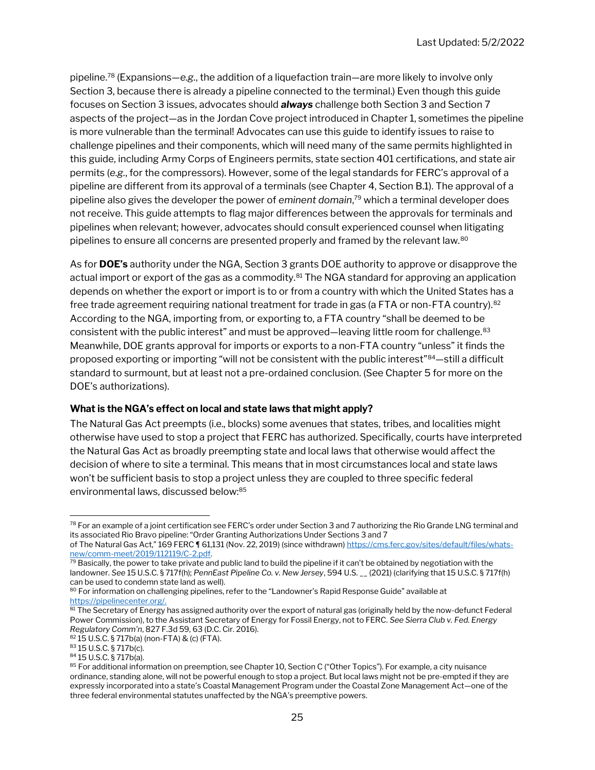pipeline.[78] (Expansions—*e.g.*, the addition of a liquefaction train—are more likely to involve only Section 3, because there is already a pipeline connected to the terminal.) Even though this guide focuses on Section 3 issues, advocates should ***always*** challenge both Section 3 and Section 7 aspects of the project—as in the Jordan Cove project introduced in Chapter 1, sometimes the pipeline is more vulnerable than the terminal! Advocates can use this guide to identify issues to raise to challenge pipelines and their components, which will need many of the same permits highlighted in this guide, including Army Corps of Engineers permits, state section 401 certifications, and state air permits (*e.g.*, for the compressors). However, some of the legal standards for FERC's approval of a pipeline are different from its approval of a terminals (see Chapter 4, Section B.1). The approval of a pipeline also gives the developer the power of *eminent domain*,[79] which a terminal developer does not receive. This guide attempts to flag major differences between the approvals for terminals and pipelines when relevant; however, advocates should consult experienced counsel when litigating pipelines to ensure all concerns are presented properly and framed by the relevant law.[80]

As for **DOE's** authority under the NGA, Section 3 grants DOE authority to approve or disapprove the actual import or export of the gas as a commodity.[81] The NGA standard for approving an application depends on whether the export or import is to or from a country with which the United States has a free trade agreement requiring national treatment for trade in gas (a FTA or non-FTA country).[82] According to the NGA, importing from, or exporting to, a FTA country "shall be deemed to be consistent with the public interest" and must be approved—leaving little room for challenge.[83] Meanwhile, DOE grants approval for imports or exports to a non-FTA country "unless" it finds the proposed exporting or importing "will not be consistent with the public interest"[84]—still a difficult standard to surmount, but at least not a pre-ordained conclusion. (See Chapter 5 for more on the DOE's authorizations).

**What is the NGA's effect on local and state laws that might apply?**

The Natural Gas Act preempts (i.e., blocks) some avenues that states, tribes, and localities might otherwise have used to stop a project that FERC has authorized. Specifically, courts have interpreted the Natural Gas Act as broadly preempting state and local laws that otherwise would affect the decision of where to site a terminal. This means that in most circumstances local and state laws won't be sufficient basis to stop a project unless they are coupled to three specific federal environmental laws, discussed below:[85]

---

[78] For an example of a joint certification see FERC's order under Section 3 and 7 authorizing the Rio Grande LNG terminal and its associated Rio Bravo pipeline: "Order Granting Authorizations Under Sections 3 and 7 of The Natural Gas Act," 169 FERC ¶ 61,131 (Nov. 22, 2019) (since withdrawn) https://cms.ferc.gov/sites/default/files/whats-new/comm-meet/2019/112119/C-2.pdf.

[79] Basically, the power to take private and public land to build the pipeline if it can't be obtained by negotiation with the landowner. *See* 15 U.S.C. § 717f(h); *PennEast Pipeline Co. v. New Jersey*, 594 U.S. __ (2021) (clarifying that 15 U.S.C. § 717f(h) can be used to condemn state land as well).

[80] For information on challenging pipelines, refer to the "Landowner's Rapid Response Guide" available at https://pipelinecenter.org/.

[81] The Secretary of Energy has assigned authority over the export of natural gas (originally held by the now-defunct Federal Power Commission), to the Assistant Secretary of Energy for Fossil Energy, not to FERC. *See Sierra Club v. Fed. Energy Regulatory Comm'n*, 827 F.3d 59, 63 (D.C. Cir. 2016).

[82] 15 U.S.C. § 717b(a) (non-FTA) & (c) (FTA).

[83] 15 U.S.C. § 717b(c).

[84] 15 U.S.C. § 717b(a).

[85] For additional information on preemption, see Chapter 10, Section C ("Other Topics"). For example, a city nuisance ordinance, standing alone, will not be powerful enough to stop a project. But local laws might not be pre-empted if they are expressly incorporated into a state's Coastal Management Program under the Coastal Zone Management Act—one of the three federal environmental statutes unaffected by the NGA's preemptive powers.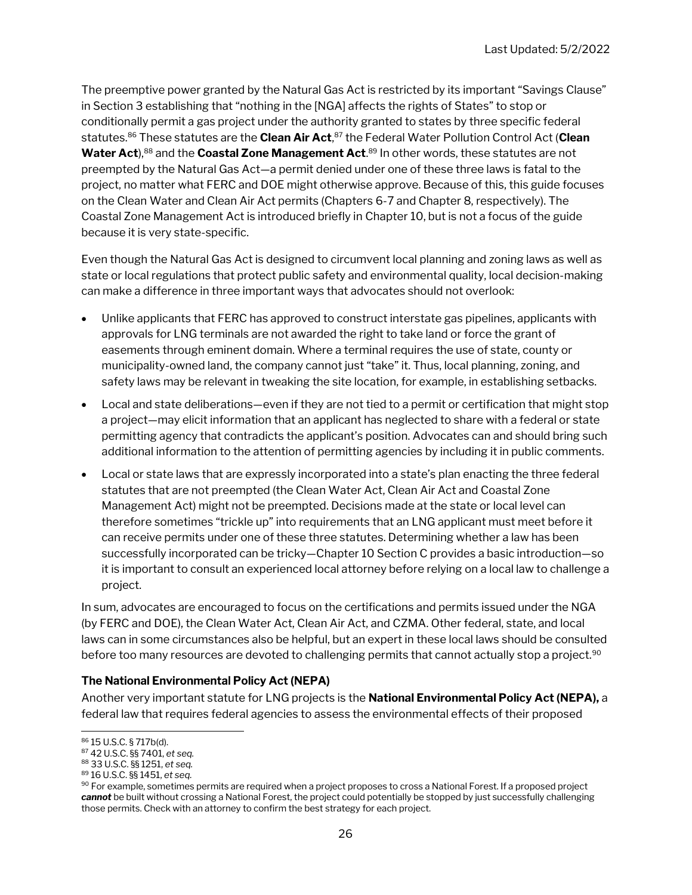The preemptive power granted by the Natural Gas Act is restricted by its important "Savings Clause" in Section 3 establishing that "nothing in the [NGA] affects the rights of States" to stop or conditionally permit a gas project under the authority granted to states by three specific federal statutes.[86] These statutes are the **Clean Air Act**,[87] the Federal Water Pollution Control Act (**Clean Water Act**),[88] and the **Coastal Zone Management Act**.[89] In other words, these statutes are not preempted by the Natural Gas Act—a permit denied under one of these three laws is fatal to the project, no matter what FERC and DOE might otherwise approve. Because of this, this guide focuses on the Clean Water and Clean Air Act permits (Chapters 6-7 and Chapter 8, respectively). The Coastal Zone Management Act is introduced briefly in Chapter 10, but is not a focus of the guide because it is very state-specific.

Even though the Natural Gas Act is designed to circumvent local planning and zoning laws as well as state or local regulations that protect public safety and environmental quality, local decision-making can make a difference in three important ways that advocates should not overlook:

- Unlike applicants that FERC has approved to construct interstate gas pipelines, applicants with approvals for LNG terminals are not awarded the right to take land or force the grant of easements through eminent domain. Where a terminal requires the use of state, county or municipality-owned land, the company cannot just "take" it. Thus, local planning, zoning, and safety laws may be relevant in tweaking the site location, for example, in establishing setbacks.
- Local and state deliberations—even if they are not tied to a permit or certification that might stop a project—may elicit information that an applicant has neglected to share with a federal or state permitting agency that contradicts the applicant's position. Advocates can and should bring such additional information to the attention of permitting agencies by including it in public comments.
- Local or state laws that are expressly incorporated into a state's plan enacting the three federal statutes that are not preempted (the Clean Water Act, Clean Air Act and Coastal Zone Management Act) might not be preempted. Decisions made at the state or local level can therefore sometimes "trickle up" into requirements that an LNG applicant must meet before it can receive permits under one of these three statutes. Determining whether a law has been successfully incorporated can be tricky—Chapter 10 Section C provides a basic introduction—so it is important to consult an experienced local attorney before relying on a local law to challenge a project.

In sum, advocates are encouraged to focus on the certifications and permits issued under the NGA (by FERC and DOE), the Clean Water Act, Clean Air Act, and CZMA. Other federal, state, and local laws can in some circumstances also be helpful, but an expert in these local laws should be consulted before too many resources are devoted to challenging permits that cannot actually stop a project.[90]

### The National Environmental Policy Act (NEPA)

Another very important statute for LNG projects is the **National Environmental Policy Act (NEPA),** a federal law that requires federal agencies to assess the environmental effects of their proposed

---

[86] 15 U.S.C. § 717b(d).

[87] 42 U.S.C. §§ 7401, *et seq.*

[88] 33 U.S.C. §§ 1251, *et seq.*

[89] 16 U.S.C. §§ 1451, *et seq.*

[90] For example, sometimes permits are required when a project proposes to cross a National Forest. If a proposed project ***cannot*** be built without crossing a National Forest, the project could potentially be stopped by just successfully challenging those permits. Check with an attorney to confirm the best strategy for each project.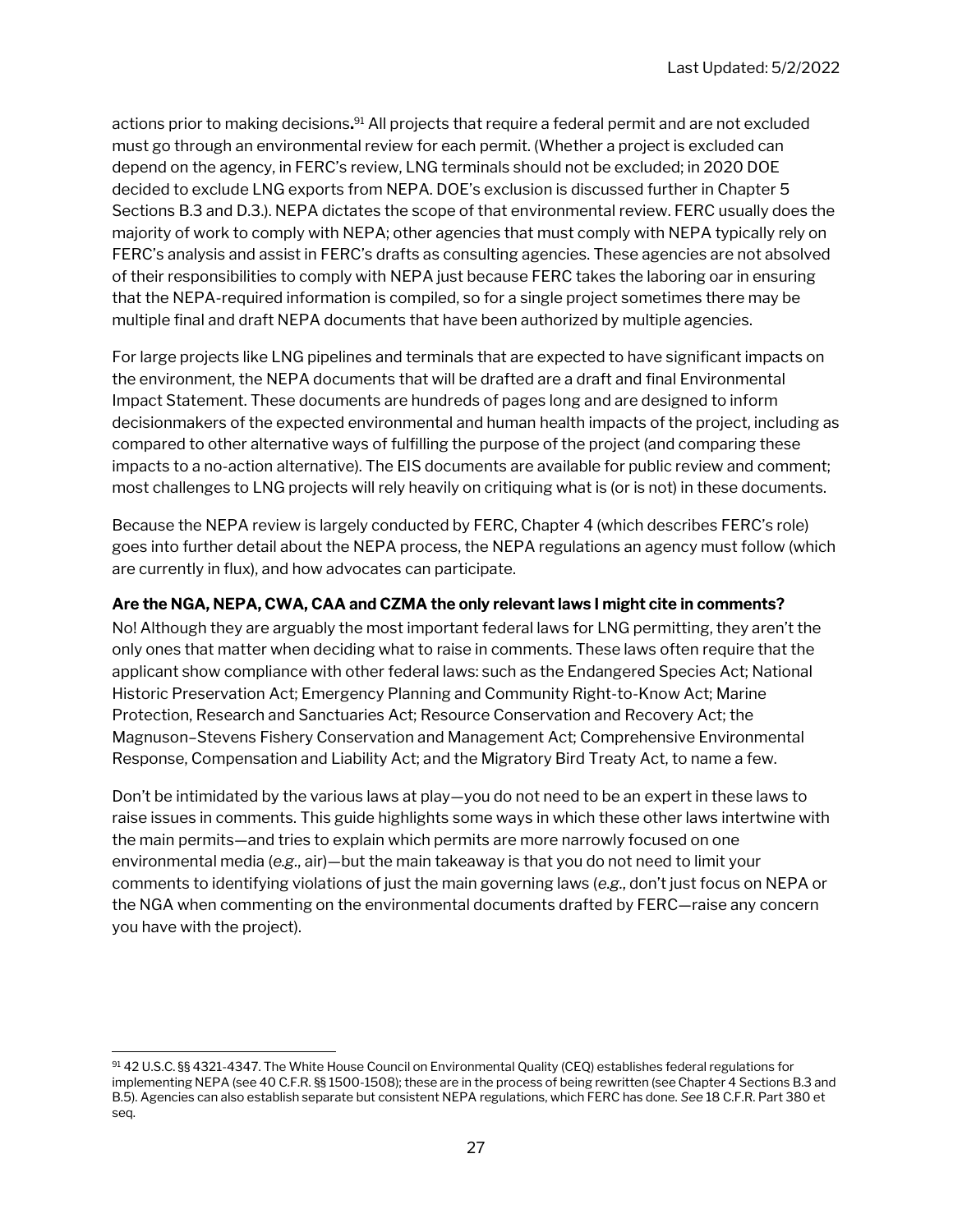actions prior to making decisions.[91] All projects that require a federal permit and are not excluded must go through an environmental review for each permit. (Whether a project is excluded can depend on the agency, in FERC's review, LNG terminals should not be excluded; in 2020 DOE decided to exclude LNG exports from NEPA. DOE's exclusion is discussed further in Chapter 5 Sections B.3 and D.3.). NEPA dictates the scope of that environmental review. FERC usually does the majority of work to comply with NEPA; other agencies that must comply with NEPA typically rely on FERC's analysis and assist in FERC's drafts as consulting agencies. These agencies are not absolved of their responsibilities to comply with NEPA just because FERC takes the laboring oar in ensuring that the NEPA-required information is compiled, so for a single project sometimes there may be multiple final and draft NEPA documents that have been authorized by multiple agencies.

For large projects like LNG pipelines and terminals that are expected to have significant impacts on the environment, the NEPA documents that will be drafted are a draft and final Environmental Impact Statement. These documents are hundreds of pages long and are designed to inform decisionmakers of the expected environmental and human health impacts of the project, including as compared to other alternative ways of fulfilling the purpose of the project (and comparing these impacts to a no-action alternative). The EIS documents are available for public review and comment; most challenges to LNG projects will rely heavily on critiquing what is (or is not) in these documents.

Because the NEPA review is largely conducted by FERC, Chapter 4 (which describes FERC's role) goes into further detail about the NEPA process, the NEPA regulations an agency must follow (which are currently in flux), and how advocates can participate.

**Are the NGA, NEPA, CWA, CAA and CZMA the only relevant laws I might cite in comments?**

No! Although they are arguably the most important federal laws for LNG permitting, they aren't the only ones that matter when deciding what to raise in comments. These laws often require that the applicant show compliance with other federal laws: such as the Endangered Species Act; National Historic Preservation Act; Emergency Planning and Community Right-to-Know Act; Marine Protection, Research and Sanctuaries Act; Resource Conservation and Recovery Act; the Magnuson–Stevens Fishery Conservation and Management Act; Comprehensive Environmental Response, Compensation and Liability Act; and the Migratory Bird Treaty Act, to name a few.

Don't be intimidated by the various laws at play—you do not need to be an expert in these laws to raise issues in comments. This guide highlights some ways in which these other laws intertwine with the main permits—and tries to explain which permits are more narrowly focused on one environmental media (*e.g.*, air)—but the main takeaway is that you do not need to limit your comments to identifying violations of just the main governing laws (*e.g.*, don't just focus on NEPA or the NGA when commenting on the environmental documents drafted by FERC—raise any concern you have with the project).

---

[91] 42 U.S.C. §§ 4321-4347. The White House Council on Environmental Quality (CEQ) establishes federal regulations for implementing NEPA (see 40 C.F.R. §§ 1500-1508); these are in the process of being rewritten (see Chapter 4 Sections B.3 and B.5). Agencies can also establish separate but consistent NEPA regulations, which FERC has done. *See* 18 C.F.R. Part 380 et seq.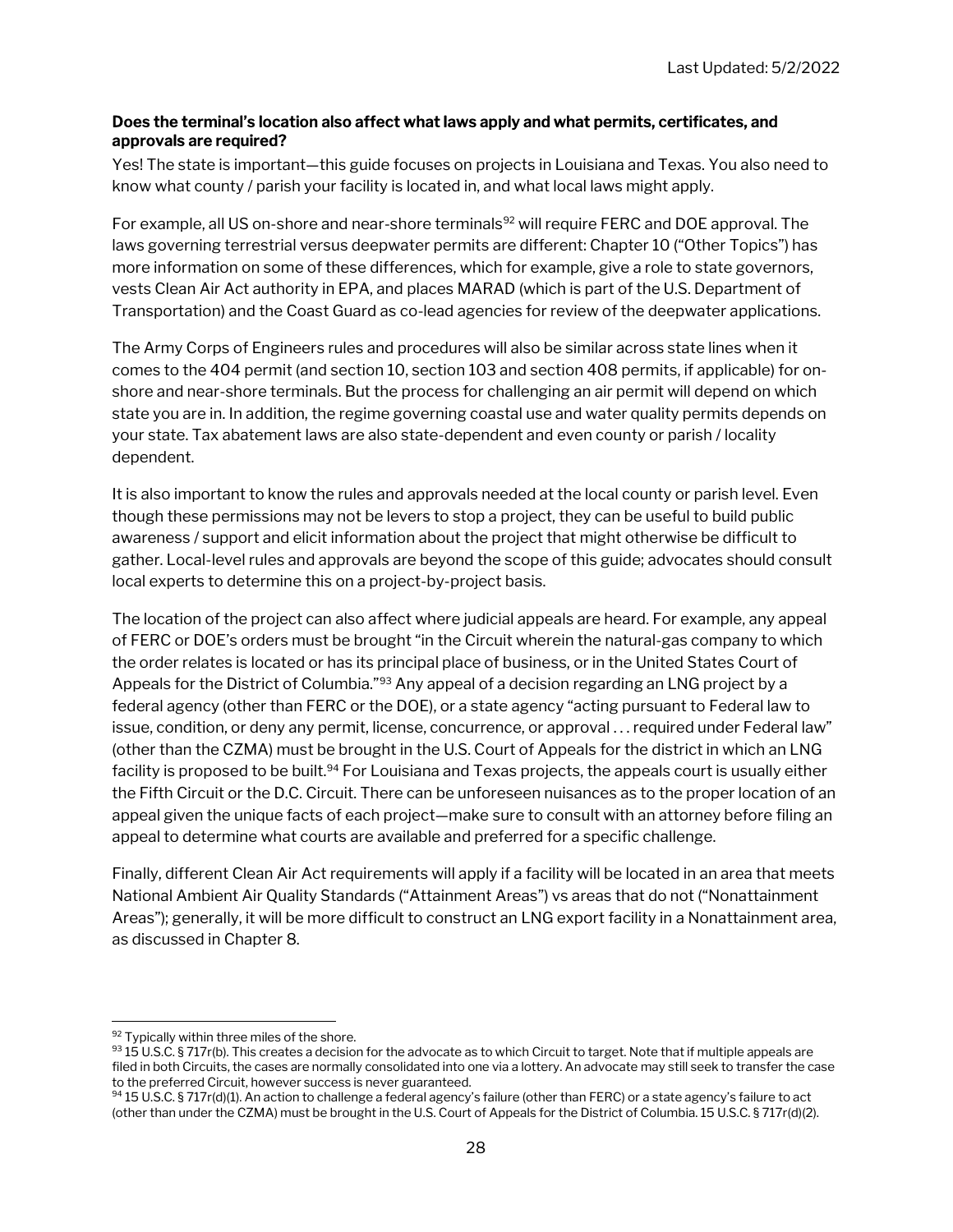**Does the terminal's location also affect what laws apply and what permits, certificates, and approvals are required?**

Yes! The state is important—this guide focuses on projects in Louisiana and Texas. You also need to know what county / parish your facility is located in, and what local laws might apply.

For example, all US on-shore and near-shore terminals[92] will require FERC and DOE approval. The laws governing terrestrial versus deepwater permits are different: Chapter 10 ("Other Topics") has more information on some of these differences, which for example, give a role to state governors, vests Clean Air Act authority in EPA, and places MARAD (which is part of the U.S. Department of Transportation) and the Coast Guard as co-lead agencies for review of the deepwater applications.

The Army Corps of Engineers rules and procedures will also be similar across state lines when it comes to the 404 permit (and section 10, section 103 and section 408 permits, if applicable) for on-shore and near-shore terminals. But the process for challenging an air permit will depend on which state you are in. In addition, the regime governing coastal use and water quality permits depends on your state. Tax abatement laws are also state-dependent and even county or parish / locality dependent.

It is also important to know the rules and approvals needed at the local county or parish level. Even though these permissions may not be levers to stop a project, they can be useful to build public awareness / support and elicit information about the project that might otherwise be difficult to gather. Local-level rules and approvals are beyond the scope of this guide; advocates should consult local experts to determine this on a project-by-project basis.

The location of the project can also affect where judicial appeals are heard. For example, any appeal of FERC or DOE's orders must be brought "in the Circuit wherein the natural-gas company to which the order relates is located or has its principal place of business, or in the United States Court of Appeals for the District of Columbia."[93] Any appeal of a decision regarding an LNG project by a federal agency (other than FERC or the DOE), or a state agency "acting pursuant to Federal law to issue, condition, or deny any permit, license, concurrence, or approval . . . required under Federal law" (other than the CZMA) must be brought in the U.S. Court of Appeals for the district in which an LNG facility is proposed to be built.[94] For Louisiana and Texas projects, the appeals court is usually either the Fifth Circuit or the D.C. Circuit. There can be unforeseen nuisances as to the proper location of an appeal given the unique facts of each project—make sure to consult with an attorney before filing an appeal to determine what courts are available and preferred for a specific challenge.

Finally, different Clean Air Act requirements will apply if a facility will be located in an area that meets National Ambient Air Quality Standards ("Attainment Areas") vs areas that do not ("Nonattainment Areas"); generally, it will be more difficult to construct an LNG export facility in a Nonattainment area, as discussed in Chapter 8.

---

[92] Typically within three miles of the shore.

[93] 15 U.S.C. § 717r(b). This creates a decision for the advocate as to which Circuit to target. Note that if multiple appeals are filed in both Circuits, the cases are normally consolidated into one via a lottery. An advocate may still seek to transfer the case to the preferred Circuit, however success is never guaranteed.

[94] 15 U.S.C. § 717r(d)(1). An action to challenge a federal agency's failure (other than FERC) or a state agency's failure to act (other than under the CZMA) must be brought in the U.S. Court of Appeals for the District of Columbia. 15 U.S.C. § 717r(d)(2).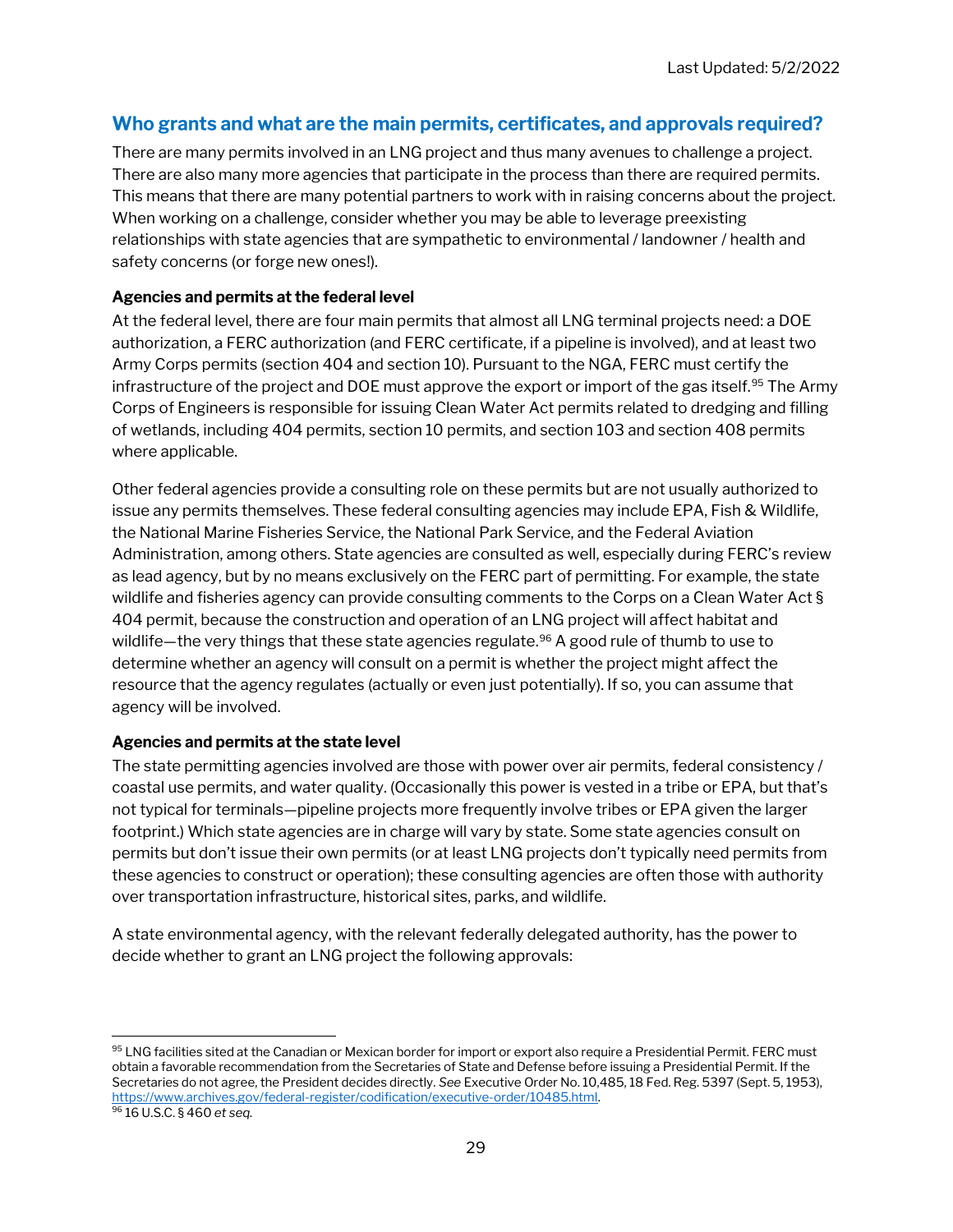## Who grants and what are the main permits, certificates, and approvals required?

There are many permits involved in an LNG project and thus many avenues to challenge a project. There are also many more agencies that participate in the process than there are required permits. This means that there are many potential partners to work with in raising concerns about the project. When working on a challenge, consider whether you may be able to leverage preexisting relationships with state agencies that are sympathetic to environmental / landowner / health and safety concerns (or forge new ones!).

**Agencies and permits at the federal level**

At the federal level, there are four main permits that almost all LNG terminal projects need: a DOE authorization, a FERC authorization (and FERC certificate, if a pipeline is involved), and at least two Army Corps permits (section 404 and section 10). Pursuant to the NGA, FERC must certify the infrastructure of the project and DOE must approve the export or import of the gas itself.[95] The Army Corps of Engineers is responsible for issuing Clean Water Act permits related to dredging and filling of wetlands, including 404 permits, section 10 permits, and section 103 and section 408 permits where applicable.

Other federal agencies provide a consulting role on these permits but are not usually authorized to issue any permits themselves. These federal consulting agencies may include EPA, Fish & Wildlife, the National Marine Fisheries Service, the National Park Service, and the Federal Aviation Administration, among others. State agencies are consulted as well, especially during FERC's review as lead agency, but by no means exclusively on the FERC part of permitting. For example, the state wildlife and fisheries agency can provide consulting comments to the Corps on a Clean Water Act § 404 permit, because the construction and operation of an LNG project will affect habitat and wildlife—the very things that these state agencies regulate.[96] A good rule of thumb to use to determine whether an agency will consult on a permit is whether the project might affect the resource that the agency regulates (actually or even just potentially). If so, you can assume that agency will be involved.

**Agencies and permits at the state level**

The state permitting agencies involved are those with power over air permits, federal consistency / coastal use permits, and water quality. (Occasionally this power is vested in a tribe or EPA, but that's not typical for terminals—pipeline projects more frequently involve tribes or EPA given the larger footprint.) Which state agencies are in charge will vary by state. Some state agencies consult on permits but don't issue their own permits (or at least LNG projects don't typically need permits from these agencies to construct or operation); these consulting agencies are often those with authority over transportation infrastructure, historical sites, parks, and wildlife.

A state environmental agency, with the relevant federally delegated authority, has the power to decide whether to grant an LNG project the following approvals:

---

[95] LNG facilities sited at the Canadian or Mexican border for import or export also require a Presidential Permit. FERC must obtain a favorable recommendation from the Secretaries of State and Defense before issuing a Presidential Permit. If the Secretaries do not agree, the President decides directly. *See* Executive Order No. 10,485, 18 Fed. Reg. 5397 (Sept. 5, 1953), https://www.archives.gov/federal-register/codification/executive-order/10485.html.

[96] 16 U.S.C. § 460 *et seq.*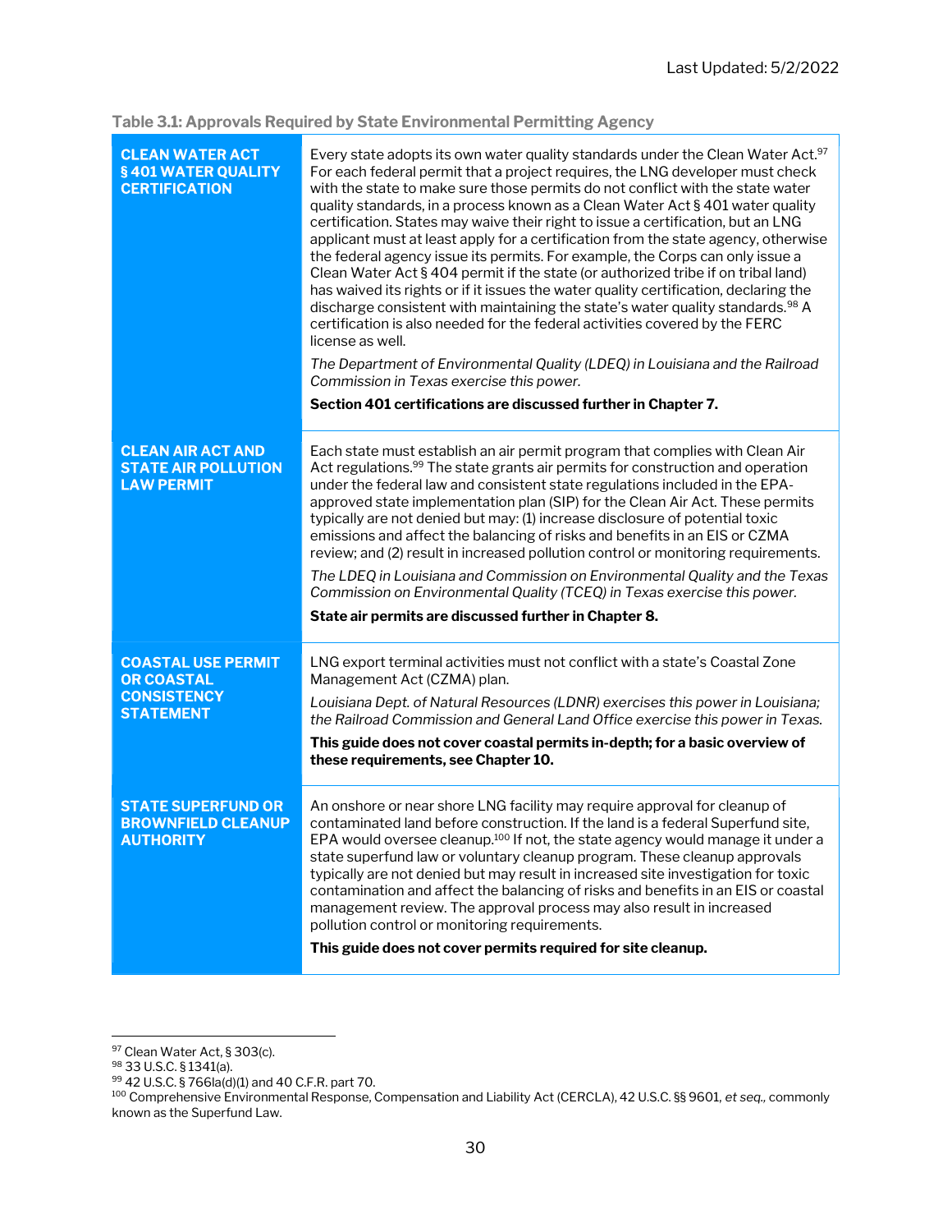Table 3.1: Approvals Required by State Environmental Permitting Agency

| | |
|---|---|
| **CLEAN WATER ACT § 401 WATER QUALITY CERTIFICATION** | Every state adopts its own water quality standards under the Clean Water Act.[97] For each federal permit that a project requires, the LNG developer must check with the state to make sure those permits do not conflict with the state water quality standards, in a process known as a Clean Water Act § 401 water quality certification. States may waive their right to issue a certification, but an LNG applicant must at least apply for a certification from the state agency, otherwise the federal agency issue its permits. For example, the Corps can only issue a Clean Water Act § 404 permit if the state (or authorized tribe if on tribal land) has waived its rights or if it issues the water quality certification, declaring the discharge consistent with maintaining the state's water quality standards.[98] A certification is also needed for the federal activities covered by the FERC license as well. <br><br> *The Department of Environmental Quality (LDEQ) in Louisiana and the Railroad Commission in Texas exercise this power.* <br><br> **Section 401 certifications are discussed further in Chapter 7.** |
| **CLEAN AIR ACT AND STATE AIR POLLUTION LAW PERMIT** | Each state must establish an air permit program that complies with Clean Air Act regulations.[99] The state grants air permits for construction and operation under the federal law and consistent state regulations included in the EPA-approved state implementation plan (SIP) for the Clean Air Act. These permits typically are not denied but may: (1) increase disclosure of potential toxic emissions and affect the balancing of risks and benefits in an EIS or CZMA review; and (2) result in increased pollution control or monitoring requirements. <br><br> *The LDEQ in Louisiana and Commission on Environmental Quality and the Texas Commission on Environmental Quality (TCEQ) in Texas exercise this power.* <br><br> **State air permits are discussed further in Chapter 8.** |
| **COASTAL USE PERMIT OR COASTAL CONSISTENCY STATEMENT** | LNG export terminal activities must not conflict with a state's Coastal Zone Management Act (CZMA) plan. <br><br> *Louisiana Dept. of Natural Resources (LDNR) exercises this power in Louisiana; the Railroad Commission and General Land Office exercise this power in Texas.* <br><br> **This guide does not cover coastal permits in-depth; for a basic overview of these requirements, see Chapter 10.** |
| **STATE SUPERFUND OR BROWNFIELD CLEANUP AUTHORITY** | An onshore or near shore LNG facility may require approval for cleanup of contaminated land before construction. If the land is a federal Superfund site, EPA would oversee cleanup.[100] If not, the state agency would manage it under a state superfund law or voluntary cleanup program. These cleanup approvals typically are not denied but may result in increased site investigation for toxic contamination and affect the balancing of risks and benefits in an EIS or coastal management review. The approval process may also result in increased pollution control or monitoring requirements. <br><br> **This guide does not cover permits required for site cleanup.** |

[97] Clean Water Act, § 303(c).
[98] 33 U.S.C. § 1341(a).
[99] 42 U.S.C. § 766la(d)(1) and 40 C.F.R. part 70.
[100] Comprehensive Environmental Response, Compensation and Liability Act (CERCLA), 42 U.S.C. §§ 9601, *et seq.*, commonly known as the Superfund Law.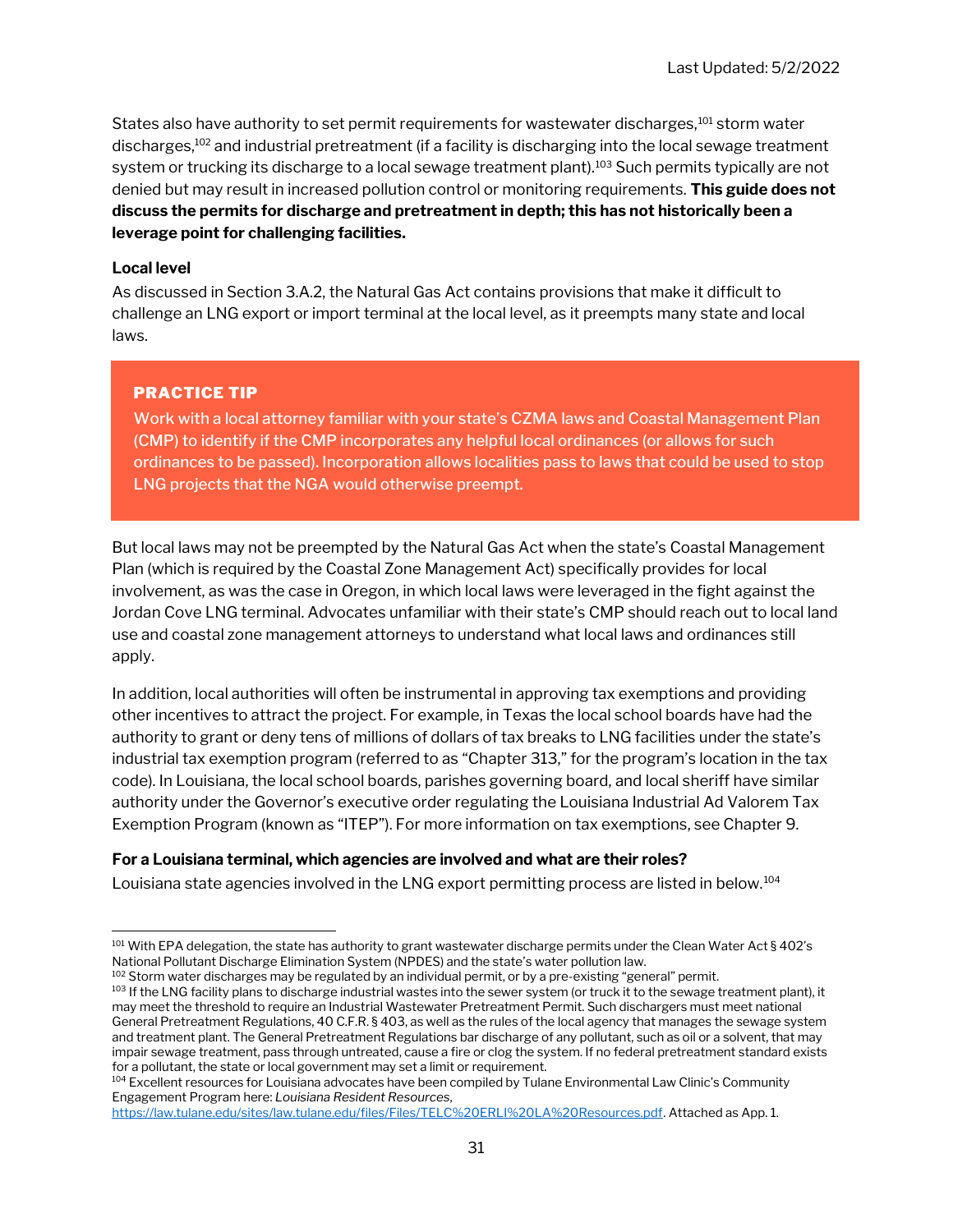States also have authority to set permit requirements for wastewater discharges,[101] storm water discharges,[102] and industrial pretreatment (if a facility is discharging into the local sewage treatment system or trucking its discharge to a local sewage treatment plant).[103] Such permits typically are not denied but may result in increased pollution control or monitoring requirements. **This guide does not discuss the permits for discharge and pretreatment in depth; this has not historically been a leverage point for challenging facilities.**

**Local level**

As discussed in Section 3.A.2, the Natural Gas Act contains provisions that make it difficult to challenge an LNG export or import terminal at the local level, as it preempts many state and local laws.

> **PRACTICE TIP**
>
> Work with a local attorney familiar with your state's CZMA laws and Coastal Management Plan (CMP) to identify if the CMP incorporates any helpful local ordinances (or allows for such ordinances to be passed). Incorporation allows localities pass to laws that could be used to stop LNG projects that the NGA would otherwise preempt.

But local laws may not be preempted by the Natural Gas Act when the state's Coastal Management Plan (which is required by the Coastal Zone Management Act) specifically provides for local involvement, as was the case in Oregon, in which local laws were leveraged in the fight against the Jordan Cove LNG terminal. Advocates unfamiliar with their state's CMP should reach out to local land use and coastal zone management attorneys to understand what local laws and ordinances still apply.

In addition, local authorities will often be instrumental in approving tax exemptions and providing other incentives to attract the project. For example, in Texas the local school boards have had the authority to grant or deny tens of millions of dollars of tax breaks to LNG facilities under the state's industrial tax exemption program (referred to as "Chapter 313," for the program's location in the tax code). In Louisiana, the local school boards, parishes governing board, and local sheriff have similar authority under the Governor's executive order regulating the Louisiana Industrial Ad Valorem Tax Exemption Program (known as "ITEP"). For more information on tax exemptions, see Chapter 9.

**For a Louisiana terminal, which agencies are involved and what are their roles?**

Louisiana state agencies involved in the LNG export permitting process are listed in below.[104]

---

[101] With EPA delegation, the state has authority to grant wastewater discharge permits under the Clean Water Act § 402's National Pollutant Discharge Elimination System (NPDES) and the state's water pollution law.

[102] Storm water discharges may be regulated by an individual permit, or by a pre-existing "general" permit.

[103] If the LNG facility plans to discharge industrial wastes into the sewer system (or truck it to the sewage treatment plant), it may meet the threshold to require an Industrial Wastewater Pretreatment Permit. Such dischargers must meet national General Pretreatment Regulations, 40 C.F.R. § 403, as well as the rules of the local agency that manages the sewage system and treatment plant. The General Pretreatment Regulations bar discharge of any pollutant, such as oil or a solvent, that may impair sewage treatment, pass through untreated, cause a fire or clog the system. If no federal pretreatment standard exists for a pollutant, the state or local government may set a limit or requirement.

[104] Excellent resources for Louisiana advocates have been compiled by Tulane Environmental Law Clinic's Community Engagement Program here: *Louisiana Resident Resources*, https://law.tulane.edu/sites/law.tulane.edu/files/Files/TELC%20ERLI%20LA%20Resources.pdf. Attached as App. 1.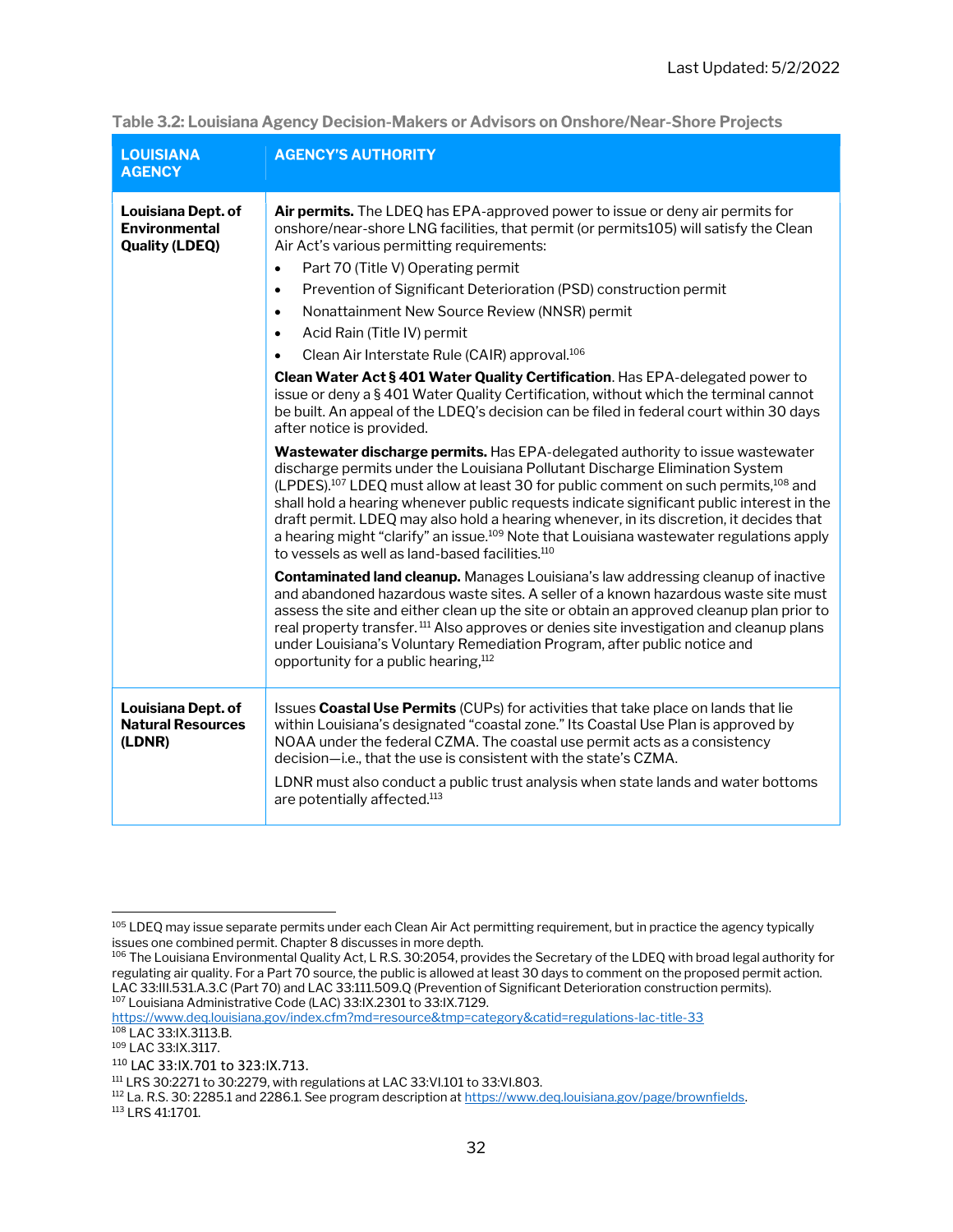**Table 3.2: Louisiana Agency Decision-Makers or Advisors on Onshore/Near-Shore Projects**

| LOUISIANA AGENCY | AGENCY'S AUTHORITY |
|---|---|
| **Louisiana Dept. of Environmental Quality (LDEQ)** | **Air permits.** The LDEQ has EPA-approved power to issue or deny air permits for onshore/near-shore LNG facilities, that permit (or permits105) will satisfy the Clean Air Act's various permitting requirements:<br>• Part 70 (Title V) Operating permit<br>• Prevention of Significant Deterioration (PSD) construction permit<br>• Nonattainment New Source Review (NNSR) permit<br>• Acid Rain (Title IV) permit<br>• Clean Air Interstate Rule (CAIR) approval.[106]<br><br>**Clean Water Act § 401 Water Quality Certification**. Has EPA-delegated power to issue or deny a § 401 Water Quality Certification, without which the terminal cannot be built. An appeal of the LDEQ's decision can be filed in federal court within 30 days after notice is provided.<br><br>**Wastewater discharge permits.** Has EPA-delegated authority to issue wastewater discharge permits under the Louisiana Pollutant Discharge Elimination System (LPDES).[107] LDEQ must allow at least 30 for public comment on such permits,[108] and shall hold a hearing whenever public requests indicate significant public interest in the draft permit. LDEQ may also hold a hearing whenever, in its discretion, it decides that a hearing might "clarify" an issue.[109] Note that Louisiana wastewater regulations apply to vessels as well as land-based facilities.[110]<br><br>**Contaminated land cleanup.** Manages Louisiana's law addressing cleanup of inactive and abandoned hazardous waste sites. A seller of a known hazardous waste site must assess the site and either clean up the site or obtain an approved cleanup plan prior to real property transfer.[111] Also approves or denies site investigation and cleanup plans under Louisiana's Voluntary Remediation Program, after public notice and opportunity for a public hearing,[112] |
| **Louisiana Dept. of Natural Resources (LDNR)** | Issues **Coastal Use Permits** (CUPs) for activities that take place on lands that lie within Louisiana's designated "coastal zone." Its Coastal Use Plan is approved by NOAA under the federal CZMA. The coastal use permit acts as a consistency decision—i.e., that the use is consistent with the state's CZMA.<br><br>LDNR must also conduct a public trust analysis when state lands and water bottoms are potentially affected.[113] |

[105] LDEQ may issue separate permits under each Clean Air Act permitting requirement, but in practice the agency typically issues one combined permit. Chapter 8 discusses in more depth.

[106] The Louisiana Environmental Quality Act, L R.S. 30:2054, provides the Secretary of the LDEQ with broad legal authority for regulating air quality. For a Part 70 source, the public is allowed at least 30 days to comment on the proposed permit action. LAC 33:III.531.A.3.C (Part 70) and LAC 33:111.509.Q (Prevention of Significant Deterioration construction permits).

[107] Louisiana Administrative Code (LAC) 33:IX.2301 to 33:IX.7129. https://www.deq.louisiana.gov/index.cfm?md=resource&tmp=category&catid=regulations-lac-title-33

[108] LAC 33:IX.3113.B.

[109] LAC 33:IX.3117.

[110] LAC 33:IX.701 to 323:IX.713.

[111] LRS 30:2271 to 30:2279, with regulations at LAC 33:VI.101 to 33:VI.803.

[112] La. R.S. 30: 2285.1 and 2286.1. See program description at https://www.deq.louisiana.gov/page/brownfields.

[113] LRS 41:1701.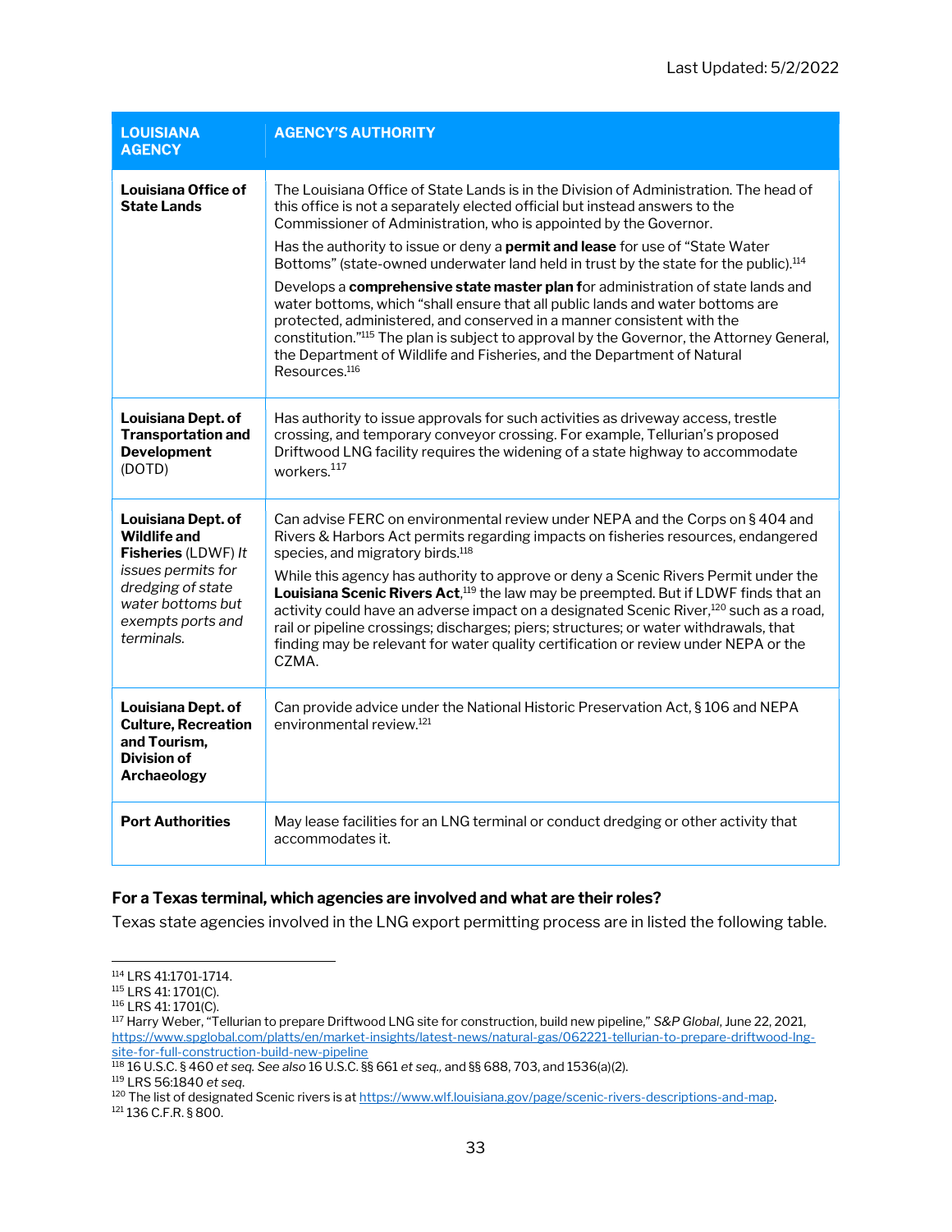| LOUISIANA AGENCY | AGENCY'S AUTHORITY |
|---|---|
| **Louisiana Office of State Lands** | The Louisiana Office of State Lands is in the Division of Administration. The head of this office is not a separately elected official but instead answers to the Commissioner of Administration, who is appointed by the Governor.<br><br>Has the authority to issue or deny a **permit and lease** for use of "State Water Bottoms" (state-owned underwater land held in trust by the state for the public).[114]<br><br>Develops a **comprehensive state master plan f**or administration of state lands and water bottoms, which "shall ensure that all public lands and water bottoms are protected, administered, and conserved in a manner consistent with the constitution."[115] The plan is subject to approval by the Governor, the Attorney General, the Department of Wildlife and Fisheries, and the Department of Natural Resources.[116] |
| **Louisiana Dept. of Transportation and Development** (DOTD) | Has authority to issue approvals for such activities as driveway access, trestle crossing, and temporary conveyor crossing. For example, Tellurian's proposed Driftwood LNG facility requires the widening of a state highway to accommodate workers.[117] |
| **Louisiana Dept. of Wildlife and Fisheries** (LDWF) *It issues permits for dredging of state water bottoms but exempts ports and terminals.* | Can advise FERC on environmental review under NEPA and the Corps on § 404 and Rivers & Harbors Act permits regarding impacts on fisheries resources, endangered species, and migratory birds.[118]<br><br>While this agency has authority to approve or deny a Scenic Rivers Permit under the **Louisiana Scenic Rivers Act**,[119] the law may be preempted. But if LDWF finds that an activity could have an adverse impact on a designated Scenic River,[120] such as a road, rail or pipeline crossings; discharges; piers; structures; or water withdrawals, that finding may be relevant for water quality certification or review under NEPA or the CZMA. |
| **Louisiana Dept. of Culture, Recreation and Tourism, Division of Archaeology** | Can provide advice under the National Historic Preservation Act, § 106 and NEPA environmental review.[121] |
| **Port Authorities** | May lease facilities for an LNG terminal or conduct dredging or other activity that accommodates it. |

**For a Texas terminal, which agencies are involved and what are their roles?**

Texas state agencies involved in the LNG export permitting process are in listed the following table.

---

[114] LRS 41:1701-1714.

[115] LRS 41: 1701(C).

[116] LRS 41: 1701(C).

[117] Harry Weber, "Tellurian to prepare Driftwood LNG site for construction, build new pipeline," *S&P Global*, June 22, 2021, https://www.spglobal.com/platts/en/market-insights/latest-news/natural-gas/062221-tellurian-to-prepare-driftwood-lng-site-for-full-construction-build-new-pipeline

[118] 16 U.S.C. § 460 *et seq. See also* 16 U.S.C. §§ 661 *et seq.,* and §§ 688, 703, and 1536(a)(2).

[119] LRS 56:1840 *et seq.*

[120] The list of designated Scenic rivers is at https://www.wlf.louisiana.gov/page/scenic-rivers-descriptions-and-map.

[121] 136 C.F.R. § 800.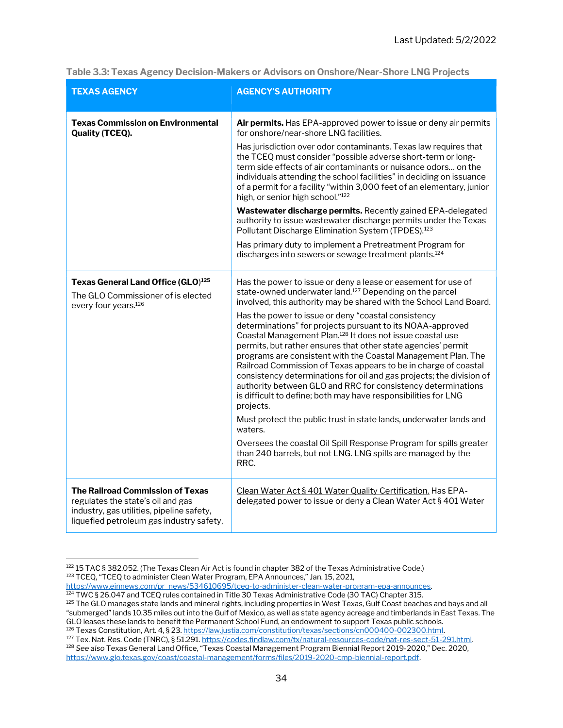Table 3.3: Texas Agency Decision-Makers or Advisors on Onshore/Near-Shore LNG Projects

| TEXAS AGENCY | AGENCY'S AUTHORITY |
|---|---|
| **Texas Commission on Environmental Quality (TCEQ).** | **Air permits.** Has EPA-approved power to issue or deny air permits for onshore/near-shore LNG facilities.<br><br>Has jurisdiction over odor contaminants. Texas law requires that the TCEQ must consider "possible adverse short-term or long-term side effects of air contaminants or nuisance odors… on the individuals attending the school facilities" in deciding on issuance of a permit for a facility "within 3,000 feet of an elementary, junior high, or senior high school."[122]<br><br>**Wastewater discharge permits.** Recently gained EPA-delegated authority to issue wastewater discharge permits under the Texas Pollutant Discharge Elimination System (TPDES).[123]<br><br>Has primary duty to implement a Pretreatment Program for discharges into sewers or sewage treatment plants.[124] |
| **Texas General Land Office (GLO)**[125]<br><br>The GLO Commissioner of is elected every four years.[126] | Has the power to issue or deny a lease or easement for use of state-owned underwater land.[127] Depending on the parcel involved, this authority may be shared with the School Land Board.<br><br>Has the power to issue or deny "coastal consistency determinations" for projects pursuant to its NOAA-approved Coastal Management Plan.[128] It does not issue coastal use permits, but rather ensures that other state agencies' permit programs are consistent with the Coastal Management Plan. The Railroad Commission of Texas appears to be in charge of coastal consistency determinations for oil and gas projects; the division of authority between GLO and RRC for consistency determinations is difficult to define; both may have responsibilities for LNG projects.<br><br>Must protect the public trust in state lands, underwater lands and waters.<br><br>Oversees the coastal Oil Spill Response Program for spills greater than 240 barrels, but not LNG. LNG spills are managed by the RRC. |
| **The Railroad Commission of Texas** regulates the state's oil and gas industry, gas utilities, pipeline safety, liquefied petroleum gas industry safety, | Clean Water Act § 401 Water Quality Certification. Has EPA-delegated power to issue or deny a Clean Water Act § 401 Water |

[122] 15 TAC § 382.052. (The Texas Clean Air Act is found in chapter 382 of the Texas Administrative Code.)

[123] TCEQ, "TCEQ to administer Clean Water Program, EPA Announces," Jan. 15, 2021, https://www.einnews.com/pr_news/534610695/tceq-to-administer-clean-water-program-epa-announces.

[124] TWC § 26.047 and TCEQ rules contained in Title 30 Texas Administrative Code (30 TAC) Chapter 315.

[125] The GLO manages state lands and mineral rights, including properties in West Texas, Gulf Coast beaches and bays and all "submerged" lands 10.35 miles out into the Gulf of Mexico, as well as state agency acreage and timberlands in East Texas. The GLO leases these lands to benefit the Permanent School Fund, an endowment to support Texas public schools.

[126] Texas Constitution, Art. 4, § 23. https://law.justia.com/constitution/texas/sections/cn000400-002300.html.

[127] Tex. Nat. Res. Code (TNRC), § 51.291. https://codes.findlaw.com/tx/natural-resources-code/nat-res-sect-51-291.html.

[128] *See also* Texas General Land Office, "Texas Coastal Management Program Biennial Report 2019-2020," Dec. 2020, https://www.glo.texas.gov/coast/coastal-management/forms/files/2019-2020-cmp-biennial-report.pdf.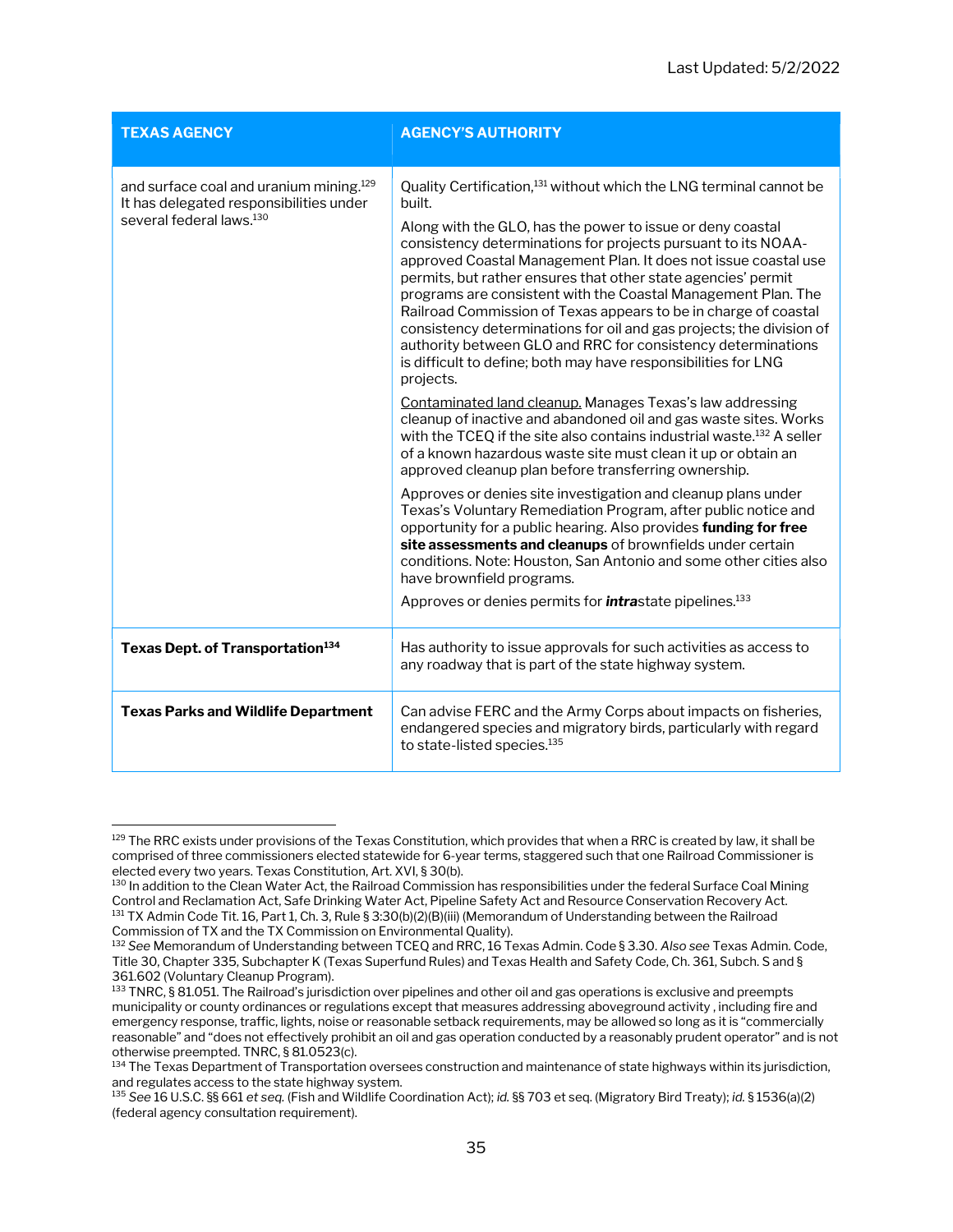| TEXAS AGENCY | AGENCY'S AUTHORITY |
| --- | --- |
| and surface coal and uranium mining.[129] It has delegated responsibilities under several federal laws.[130] | Quality Certification,[131] without which the LNG terminal cannot be built.<br><br>Along with the GLO, has the power to issue or deny coastal consistency determinations for projects pursuant to its NOAA-approved Coastal Management Plan. It does not issue coastal use permits, but rather ensures that other state agencies' permit programs are consistent with the Coastal Management Plan. The Railroad Commission of Texas appears to be in charge of coastal consistency determinations for oil and gas projects; the division of authority between GLO and RRC for consistency determinations is difficult to define; both may have responsibilities for LNG projects.<br><br><u>Contaminated land cleanup.</u> Manages Texas's law addressing cleanup of inactive and abandoned oil and gas waste sites. Works with the TCEQ if the site also contains industrial waste.[132] A seller of a known hazardous waste site must clean it up or obtain an approved cleanup plan before transferring ownership.<br><br>Approves or denies site investigation and cleanup plans under Texas's Voluntary Remediation Program, after public notice and opportunity for a public hearing. Also provides **funding for free site assessments and cleanups** of brownfields under certain conditions. Note: Houston, San Antonio and some other cities also have brownfield programs.<br><br>Approves or denies permits for ***intra***state pipelines.[133] |
| **Texas Dept. of Transportation**[134] | Has authority to issue approvals for such activities as access to any roadway that is part of the state highway system. |
| **Texas Parks and Wildlife Department** | Can advise FERC and the Army Corps about impacts on fisheries, endangered species and migratory birds, particularly with regard to state-listed species.[135] |

[129] The RRC exists under provisions of the Texas Constitution, which provides that when a RRC is created by law, it shall be comprised of three commissioners elected statewide for 6-year terms, staggered such that one Railroad Commissioner is elected every two years. Texas Constitution, Art. XVI, § 30(b).

[130] In addition to the Clean Water Act, the Railroad Commission has responsibilities under the federal Surface Coal Mining Control and Reclamation Act, Safe Drinking Water Act, Pipeline Safety Act and Resource Conservation Recovery Act.

[131] TX Admin Code Tit. 16, Part 1, Ch. 3, Rule § 3:30(b)(2)(B)(iii) (Memorandum of Understanding between the Railroad Commission of TX and the TX Commission on Environmental Quality).

[132] *See* Memorandum of Understanding between TCEQ and RRC, 16 Texas Admin. Code § 3.30. *Also see* Texas Admin. Code, Title 30, Chapter 335, Subchapter K (Texas Superfund Rules) and Texas Health and Safety Code, Ch. 361, Subch. S and § 361.602 (Voluntary Cleanup Program).

[133] TNRC, § 81.051. The Railroad's jurisdiction over pipelines and other oil and gas operations is exclusive and preempts municipality or county ordinances or regulations except that measures addressing aboveground activity , including fire and emergency response, traffic, lights, noise or reasonable setback requirements, may be allowed so long as it is "commercially reasonable" and "does not effectively prohibit an oil and gas operation conducted by a reasonably prudent operator" and is not otherwise preempted. TNRC, § 81.0523(c).

[134] The Texas Department of Transportation oversees construction and maintenance of state highways within its jurisdiction, and regulates access to the state highway system.

[135] *See* 16 U.S.C. §§ 661 *et seq.* (Fish and Wildlife Coordination Act); *id.* §§ 703 et seq. (Migratory Bird Treaty); *id.* § 1536(a)(2) (federal agency consultation requirement).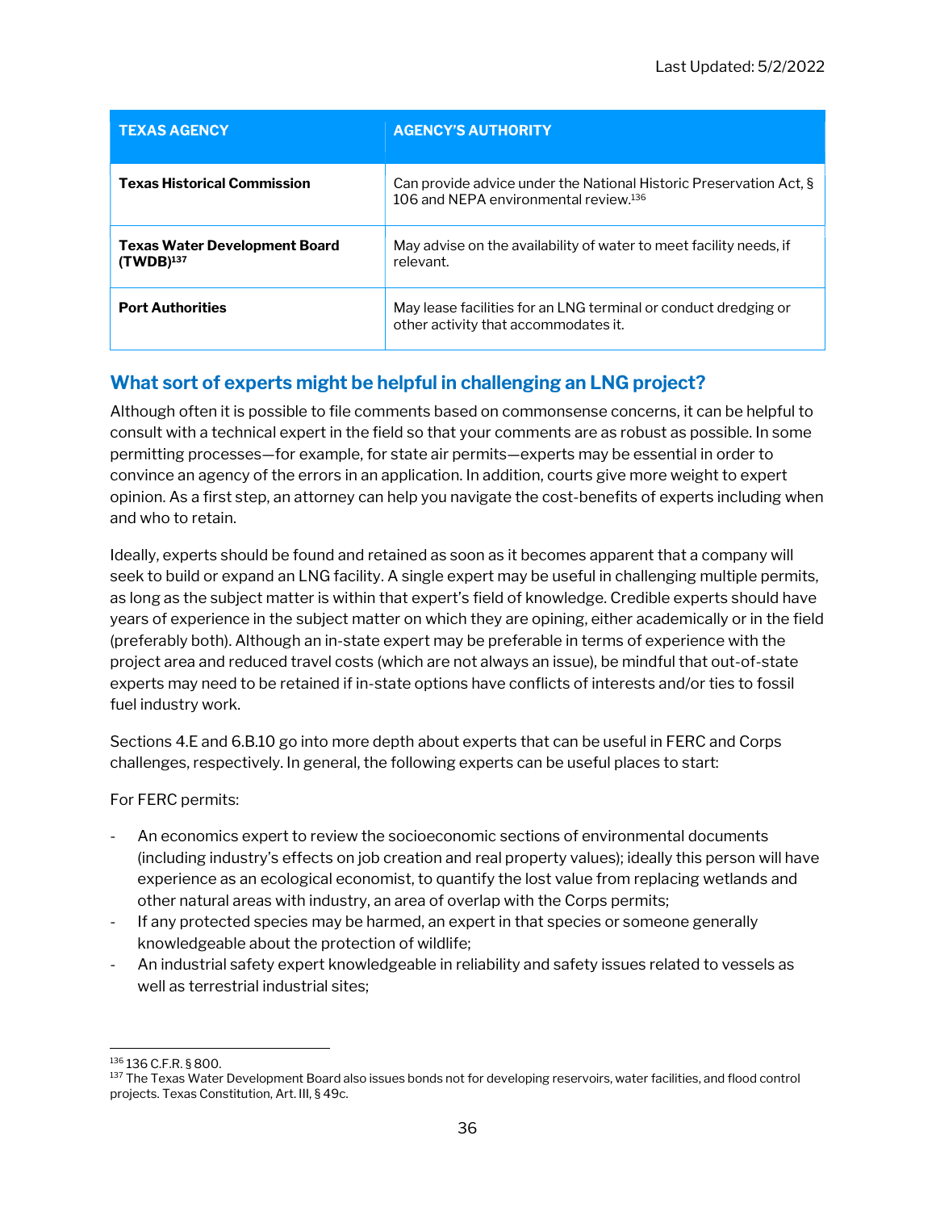Last Updated: 5/2/2022

| TEXAS AGENCY | AGENCY'S AUTHORITY |
| --- | --- |
| **Texas Historical Commission** | Can provide advice under the National Historic Preservation Act, § 106 and NEPA environmental review.[136] |
| **Texas Water Development Board (TWDB)**[137] | May advise on the availability of water to meet facility needs, if relevant. |
| **Port Authorities** | May lease facilities for an LNG terminal or conduct dredging or other activity that accommodates it. |

## What sort of experts might be helpful in challenging an LNG project?

Although often it is possible to file comments based on commonsense concerns, it can be helpful to consult with a technical expert in the field so that your comments are as robust as possible. In some permitting processes—for example, for state air permits—experts may be essential in order to convince an agency of the errors in an application. In addition, courts give more weight to expert opinion. As a first step, an attorney can help you navigate the cost-benefits of experts including when and who to retain.

Ideally, experts should be found and retained as soon as it becomes apparent that a company will seek to build or expand an LNG facility. A single expert may be useful in challenging multiple permits, as long as the subject matter is within that expert's field of knowledge. Credible experts should have years of experience in the subject matter on which they are opining, either academically or in the field (preferably both). Although an in-state expert may be preferable in terms of experience with the project area and reduced travel costs (which are not always an issue), be mindful that out-of-state experts may need to be retained if in-state options have conflicts of interests and/or ties to fossil fuel industry work.

Sections 4.E and 6.B.10 go into more depth about experts that can be useful in FERC and Corps challenges, respectively. In general, the following experts can be useful places to start:

For FERC permits:

- An economics expert to review the socioeconomic sections of environmental documents (including industry's effects on job creation and real property values); ideally this person will have experience as an ecological economist, to quantify the lost value from replacing wetlands and other natural areas with industry, an area of overlap with the Corps permits;
- If any protected species may be harmed, an expert in that species or someone generally knowledgeable about the protection of wildlife;
- An industrial safety expert knowledgeable in reliability and safety issues related to vessels as well as terrestrial industrial sites;

---

[136] 136 C.F.R. § 800.

[137] The Texas Water Development Board also issues bonds not for developing reservoirs, water facilities, and flood control projects. Texas Constitution, Art. III, § 49c.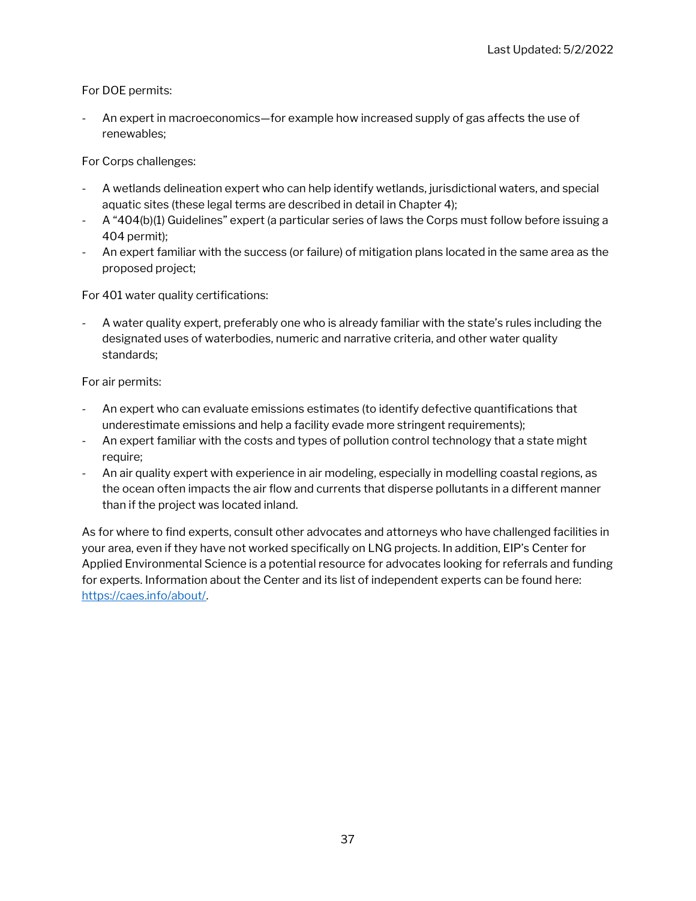For DOE permits:

- An expert in macroeconomics—for example how increased supply of gas affects the use of renewables;

For Corps challenges:

- A wetlands delineation expert who can help identify wetlands, jurisdictional waters, and special aquatic sites (these legal terms are described in detail in Chapter 4);
- A “404(b)(1) Guidelines” expert (a particular series of laws the Corps must follow before issuing a 404 permit);
- An expert familiar with the success (or failure) of mitigation plans located in the same area as the proposed project;

For 401 water quality certifications:

- A water quality expert, preferably one who is already familiar with the state’s rules including the designated uses of waterbodies, numeric and narrative criteria, and other water quality standards;

For air permits:

- An expert who can evaluate emissions estimates (to identify defective quantifications that underestimate emissions and help a facility evade more stringent requirements);
- An expert familiar with the costs and types of pollution control technology that a state might require;
- An air quality expert with experience in air modeling, especially in modelling coastal regions, as the ocean often impacts the air flow and currents that disperse pollutants in a different manner than if the project was located inland.

As for where to find experts, consult other advocates and attorneys who have challenged facilities in your area, even if they have not worked specifically on LNG projects. In addition, EIP’s Center for Applied Environmental Science is a potential resource for advocates looking for referrals and funding for experts. Information about the Center and its list of independent experts can be found here: [https://caes.info/about/](https://caes.info/about/).